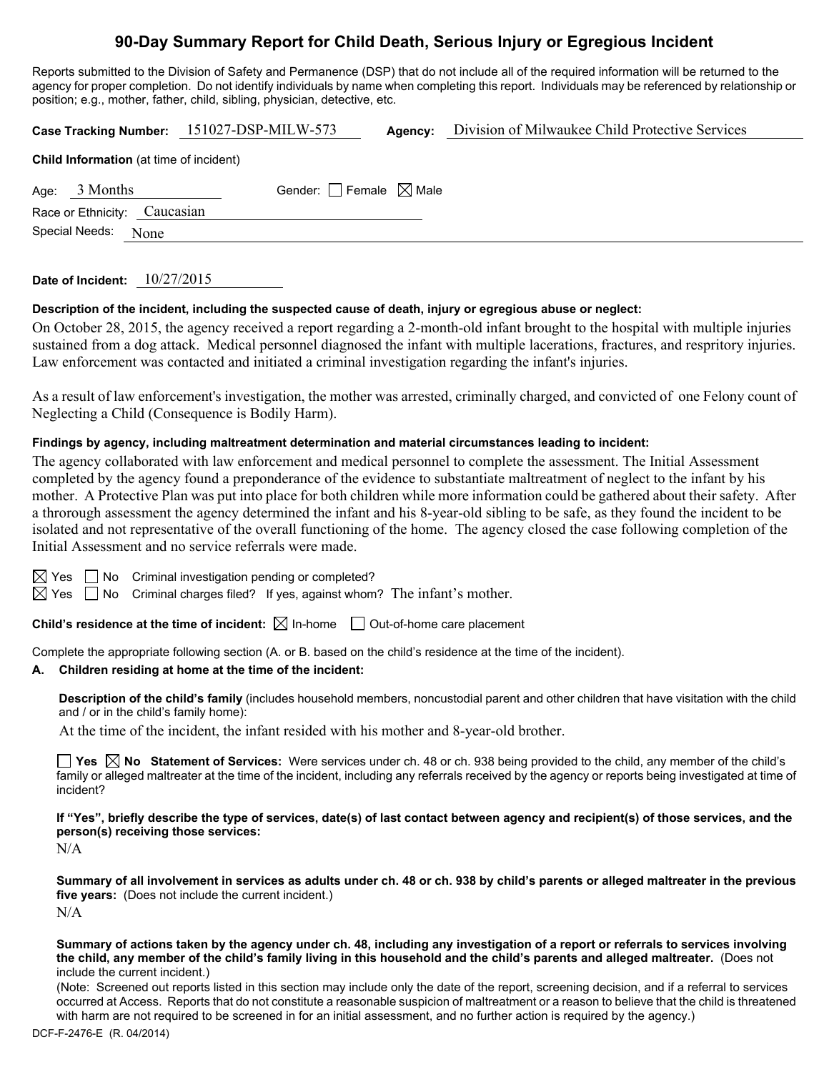# 90-Day Summary Report for Child Death, Serious Injury or Egregious Incident

Reports submitted to the Division of Safety and Permanence (DSP) that do not include all of the required information will be returned to the agency for proper completion. Do not identify individuals by name when completing this report. Individuals may be referenced by relationship or position; e.g., mother, father, child, sibling, physician, detective, etc.

**Case Tracking Number:** 151027-DSP-MILW-573 **Agency:** Division of Milwaukee Child Protective Services

**Child Information** (at time of incident)

Age: 3 Months Gender: ☐ Female ☒ Male

Race or Ethnicity: Caucasian

Special Needs: None

**Date of Incident:** 10/27/2015

**Description of the incident, including the suspected cause of death, injury or egregious abuse or neglect:**

On October 28, 2015, the agency received a report regarding a 2-month-old infant brought to the hospital with multiple injuries sustained from a dog attack. Medical personnel diagnosed the infant with multiple lacerations, fractures, and respritory injuries. Law enforcement was contacted and initiated a criminal investigation regarding the infant's injuries.

As a result of law enforcement's investigation, the mother was arrested, criminally charged, and convicted of one Felony count of Neglecting a Child (Consequence is Bodily Harm).

**Findings by agency, including maltreatment determination and material circumstances leading to incident:**

The agency collaborated with law enforcement and medical personnel to complete the assessment. The Initial Assessment completed by the agency found a preponderance of the evidence to substantiate maltreatment of neglect to the infant by his mother. A Protective Plan was put into place for both children while more information could be gathered about their safety. After a throrough assessment the agency determined the infant and his 8-year-old sibling to be safe, as they found the incident to be isolated and not representative of the overall functioning of the home. The agency closed the case following completion of the Initial Assessment and no service referrals were made.

☒ Yes ☐ No Criminal investigation pending or completed?

☒ Yes ☐ No Criminal charges filed? If yes, against whom? The infant's mother.

**Child's residence at the time of incident:** ☒ In-home ☐ Out-of-home care placement

Complete the appropriate following section (A. or B. based on the child's residence at the time of the incident).

**A. Children residing at home at the time of the incident:**

**Description of the child's family** (includes household members, noncustodial parent and other children that have visitation with the child and / or in the child's family home):

At the time of the incident, the infant resided with his mother and 8-year-old brother.

☐ **Yes** ☒ **No** **Statement of Services:** Were services under ch. 48 or ch. 938 being provided to the child, any member of the child's family or alleged maltreater at the time of the incident, including any referrals received by the agency or reports being investigated at time of incident?

**If "Yes", briefly describe the type of services, date(s) of last contact between agency and recipient(s) of those services, and the person(s) receiving those services:**

N/A

**Summary of all involvement in services as adults under ch. 48 or ch. 938 by child's parents or alleged maltreater in the previous five years:** (Does not include the current incident.)

N/A

**Summary of actions taken by the agency under ch. 48, including any investigation of a report or referrals to services involving the child, any member of the child's family living in this household and the child's parents and alleged maltreater.** (Does not include the current incident.)

(Note: Screened out reports listed in this section may include only the date of the report, screening decision, and if a referral to services occurred at Access. Reports that do not constitute a reasonable suspicion of maltreatment or a reason to believe that the child is threatened with harm are not required to be screened in for an initial assessment, and no further action is required by the agency.)

DCF-F-2476-E (R. 04/2014)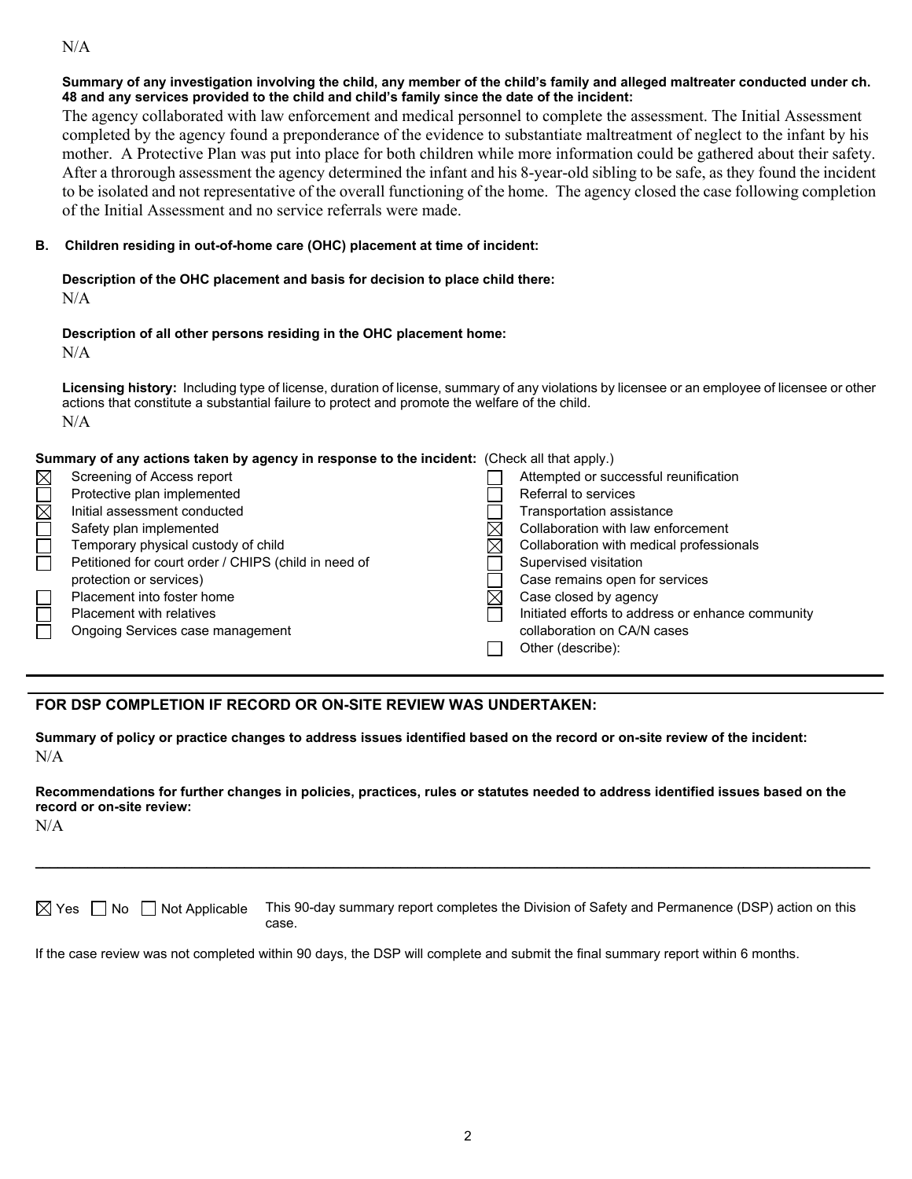N/A

**Summary of any investigation involving the child, any member of the child's family and alleged maltreater conducted under ch. 48 and any services provided to the child and child's family since the date of the incident:**

The agency collaborated with law enforcement and medical personnel to complete the assessment. The Initial Assessment completed by the agency found a preponderance of the evidence to substantiate maltreatment of neglect to the infant by his mother. A Protective Plan was put into place for both children while more information could be gathered about their safety. After a throrough assessment the agency determined the infant and his 8-year-old sibling to be safe, as they found the incident to be isolated and not representative of the overall functioning of the home. The agency closed the case following completion of the Initial Assessment and no service referrals were made.

**B. Children residing in out-of-home care (OHC) placement at time of incident:**

**Description of the OHC placement and basis for decision to place child there:**

N/A

**Description of all other persons residing in the OHC placement home:**

N/A

**Licensing history:** Including type of license, duration of license, summary of any violations by licensee or an employee of licensee or other actions that constitute a substantial failure to protect and promote the welfare of the child.

N/A

**Summary of any actions taken by agency in response to the incident:** (Check all that apply.)

- ☒ Screening of Access report
- ☐ Protective plan implemented
- ☒ Initial assessment conducted
- ☐ Safety plan implemented
- ☐ Temporary physical custody of child
- ☐ Petitioned for court order / CHIPS (child in need of protection or services)
- ☐ Placement into foster home
- ☐ Placement with relatives
- ☐ Ongoing Services case management
- ☐ Attempted or successful reunification
- ☐ Referral to services
- ☐ Transportation assistance
- ☒ Collaboration with law enforcement
- ☒ Collaboration with medical professionals
- ☐ Supervised visitation
- ☐ Case remains open for services
- ☒ Case closed by agency
- ☐ Initiated efforts to address or enhance community collaboration on CA/N cases
- ☐ Other (describe):

---

## FOR DSP COMPLETION IF RECORD OR ON-SITE REVIEW WAS UNDERTAKEN:

**Summary of policy or practice changes to address issues identified based on the record or on-site review of the incident:**

N/A

**Recommendations for further changes in policies, practices, rules or statutes needed to address identified issues based on the record or on-site review:**

N/A

---

☒ Yes ☐ No ☐ Not Applicable This 90-day summary report completes the Division of Safety and Permanence (DSP) action on this case.

If the case review was not completed within 90 days, the DSP will complete and submit the final summary report within 6 months.